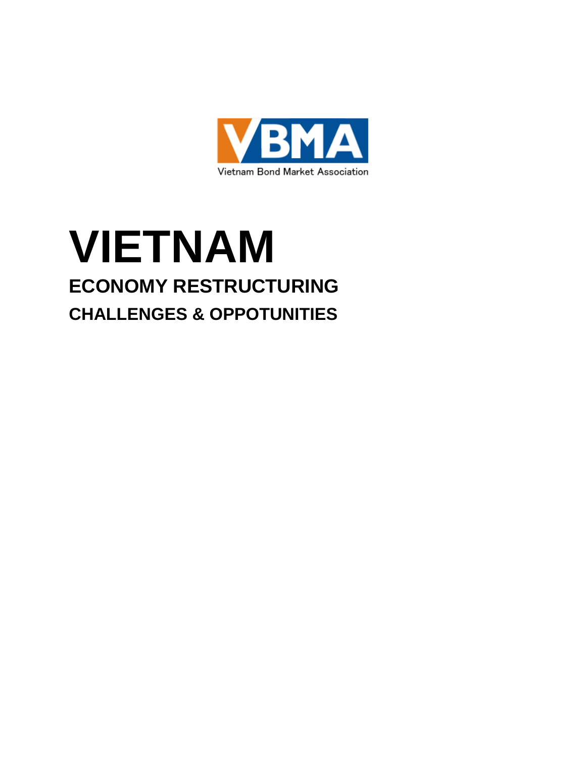VBMA

Vietnam Bond Market Association

# VIETNAM

## ECONOMY RESTRUCTURING

### CHALLENGES & OPPOTUNITIES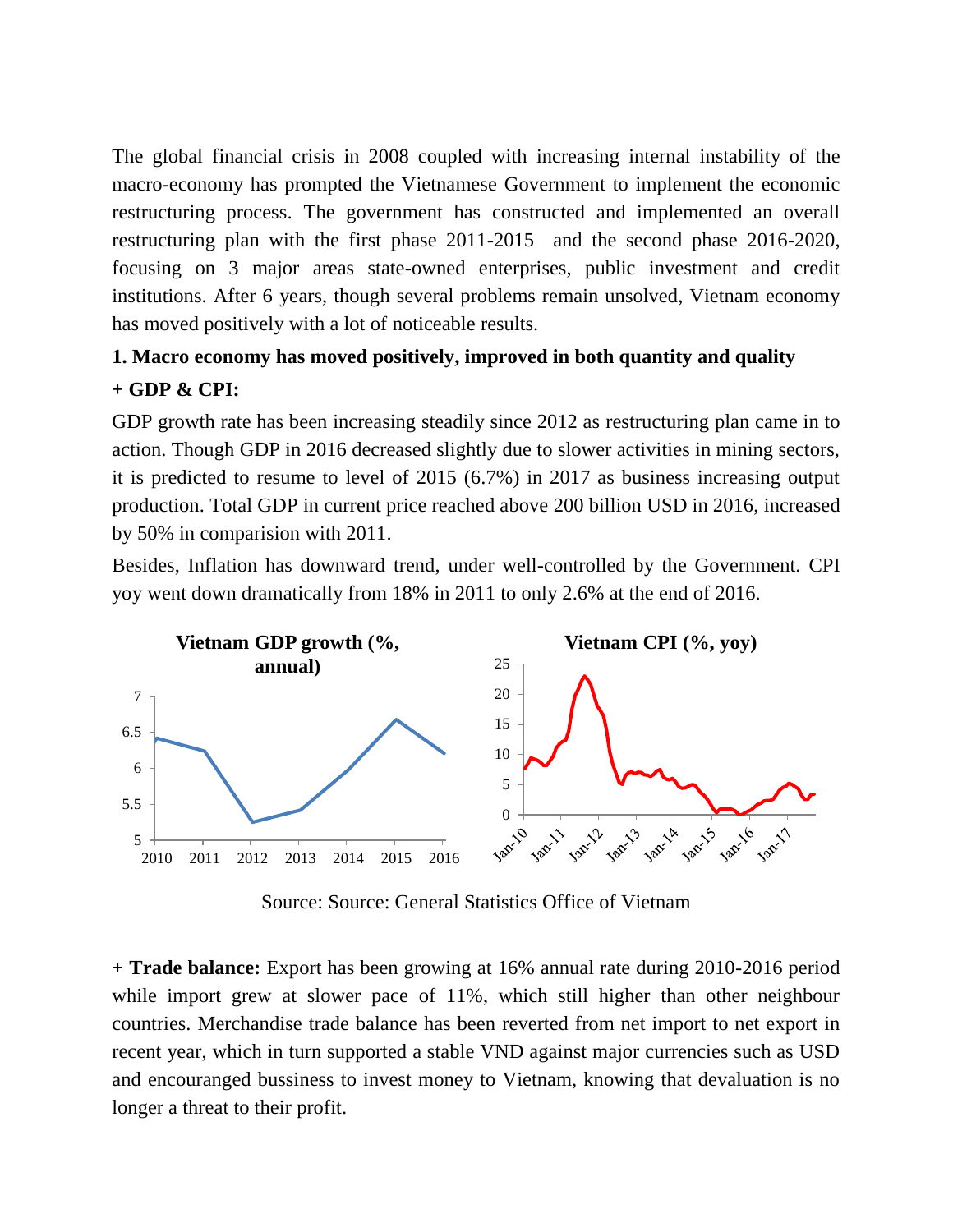The global financial crisis in 2008 coupled with increasing internal instability of the macro-economy has prompted the Vietnamese Government to implement the economic restructuring process. The government has constructed and implemented an overall restructuring plan with the first phase 2011-2015 and the second phase 2016-2020, focusing on 3 major areas state-owned enterprises, public investment and credit institutions. After 6 years, though several problems remain unsolved, Vietnam economy has moved positively with a lot of noticeable results.

**1. Macro economy has moved positively, improved in both quantity and quality**

**+ GDP & CPI:**

GDP growth rate has been increasing steadily since 2012 as restructuring plan came in to action. Though GDP in 2016 decreased slightly due to slower activities in mining sectors, it is predicted to resume to level of 2015 (6.7%) in 2017 as business increasing output production. Total GDP in current price reached above 200 billion USD in 2016, increased by 50% in comparision with 2011.

Besides, Inflation has downward trend, under well-controlled by the Government. CPI yoy went down dramatically from 18% in 2011 to only 2.6% at the end of 2016.

**Vietnam GDP growth (%, annual)**

**Vietnam CPI (%, yoy)**

Source: Source: General Statistics Office of Vietnam

**+ Trade balance:** Export has been growing at 16% annual rate during 2010-2016 period while import grew at slower pace of 11%, which still higher than other neighbour countries. Merchandise trade balance has been reverted from net import to net export in recent year, which in turn supported a stable VND against major currencies such as USD and encouranged bussiness to invest money to Vietnam, knowing that devaluation is no longer a threat to their profit.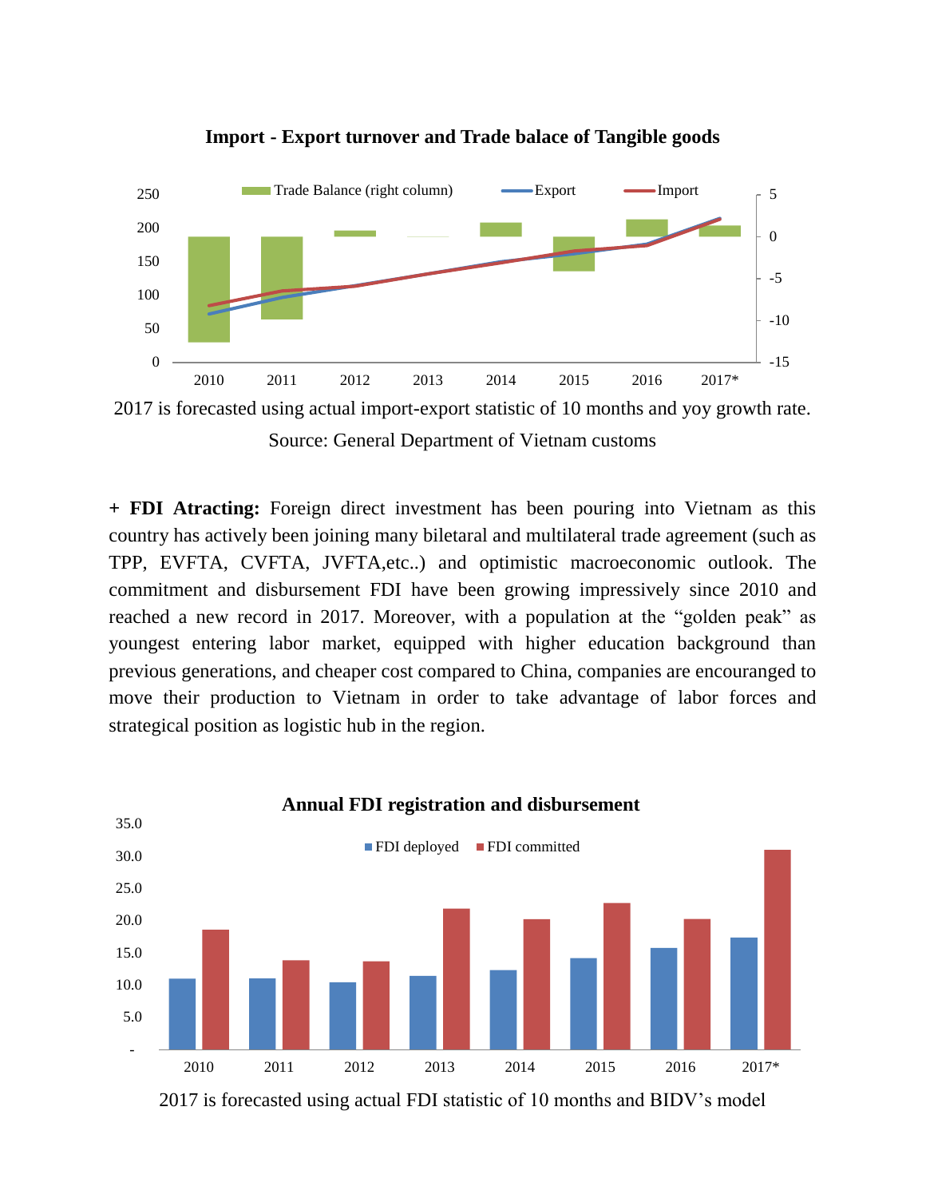**Import - Export turnover and Trade balace of Tangible goods**

2017 is forecasted using actual import-export statistic of 10 months and yoy growth rate.

Source: General Department of Vietnam customs

**+ FDI Atracting:** Foreign direct investment has been pouring into Vietnam as this country has actively been joining many biletaral and multilateral trade agreement (such as TPP, EVFTA, CVFTA, JVFTA,etc..) and optimistic macroeconomic outlook. The commitment and disbursement FDI have been growing impressively since 2010 and reached a new record in 2017. Moreover, with a population at the "golden peak" as youngest entering labor market, equipped with higher education background than previous generations, and cheaper cost compared to China, companies are encouranged to move their production to Vietnam in order to take advantage of labor forces and strategical position as logistic hub in the region.

**Annual FDI registration and disbursement**

2017 is forecasted using actual FDI statistic of 10 months and BIDV's model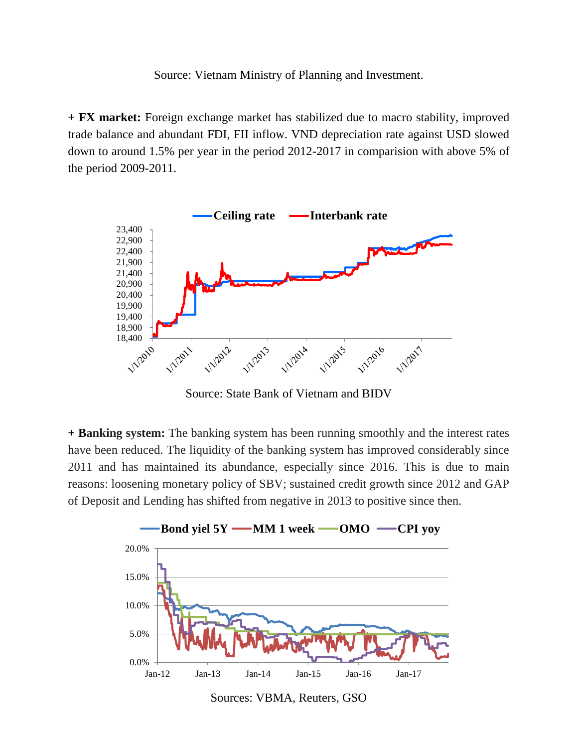Source: Vietnam Ministry of Planning and Investment.

**+ FX market:** Foreign exchange market has stabilized due to macro stability, improved trade balance and abundant FDI, FII inflow. VND depreciation rate against USD slowed down to around 1.5% per year in the period 2012-2017 in comparision with above 5% of the period 2009-2011.

Source: State Bank of Vietnam and BIDV

**+ Banking system:** The banking system has been running smoothly and the interest rates have been reduced. The liquidity of the banking system has improved considerably since 2011 and has maintained its abundance, especially since 2016. This is due to main reasons: loosening monetary policy of SBV; sustained credit growth since 2012 and GAP of Deposit and Lending has shifted from negative in 2013 to positive since then.

Sources: VBMA, Reuters, GSO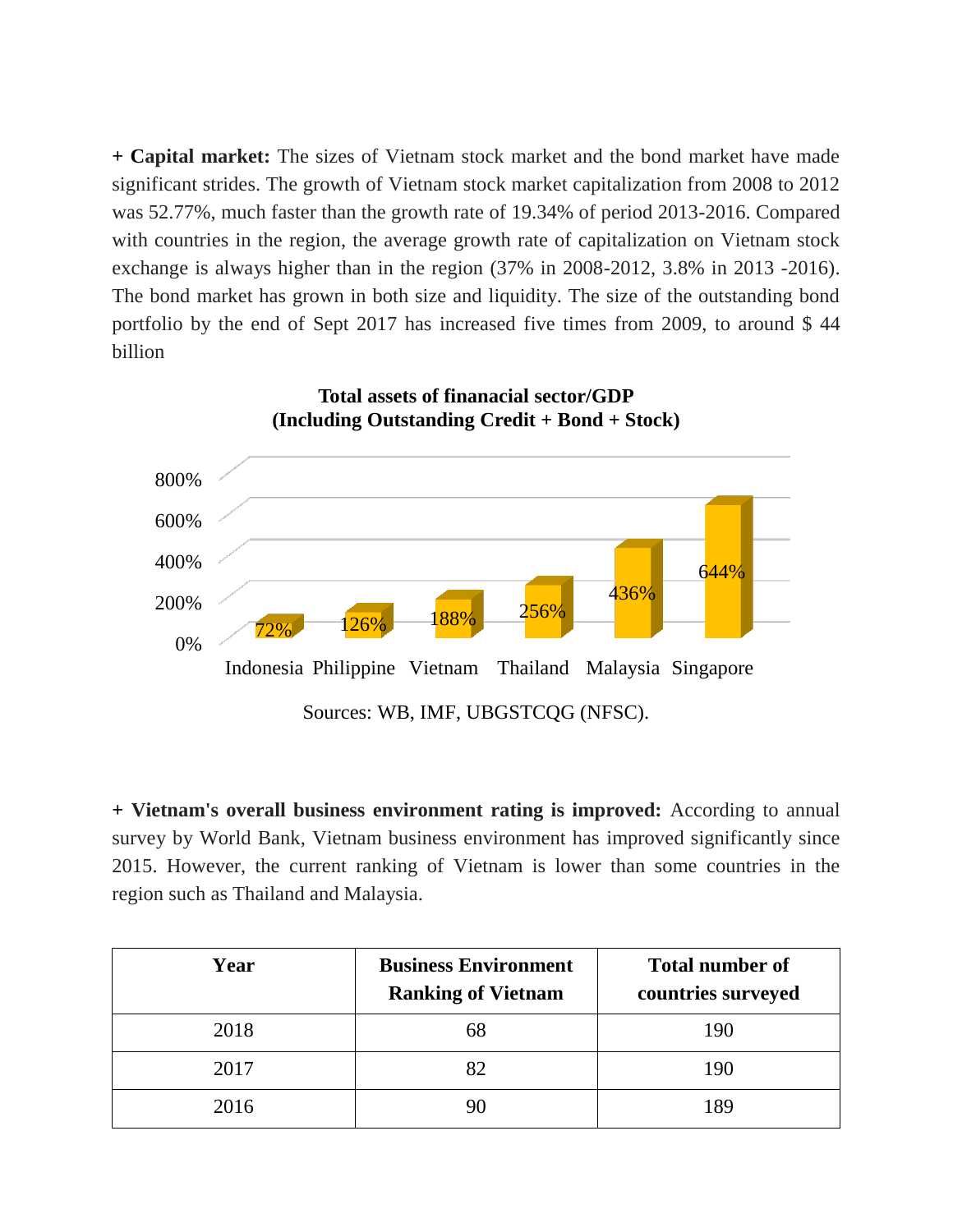**+ Capital market:** The sizes of Vietnam stock market and the bond market have made significant strides. The growth of Vietnam stock market capitalization from 2008 to 2012 was 52.77%, much faster than the growth rate of 19.34% of period 2013-2016. Compared with countries in the region, the average growth rate of capitalization on Vietnam stock exchange is always higher than in the region (37% in 2008-2012, 3.8% in 2013 -2016). The bond market has grown in both size and liquidity. The size of the outstanding bond portfolio by the end of Sept 2017 has increased five times from 2009, to around $ 44 billion

**Total assets of finanacial sector/GDP (Including Outstanding Credit + Bond + Stock)**

| Indonesia | Philippine | Vietnam | Thailand | Malaysia | Singapore |
|---|---|---|---|---|---|
| 72% | 126% | 188% | 256% | 436% | 644% |

Sources: WB, IMF, UBGSTCQG (NFSC).

**+ Vietnam's overall business environment rating is improved:** According to annual survey by World Bank, Vietnam business environment has improved significantly since 2015. However, the current ranking of Vietnam is lower than some countries in the region such as Thailand and Malaysia.

| Year | Business Environment Ranking of Vietnam | Total number of countries surveyed |
|---|---|---|
| 2018 | 68 | 190 |
| 2017 | 82 | 190 |
| 2016 | 90 | 189 |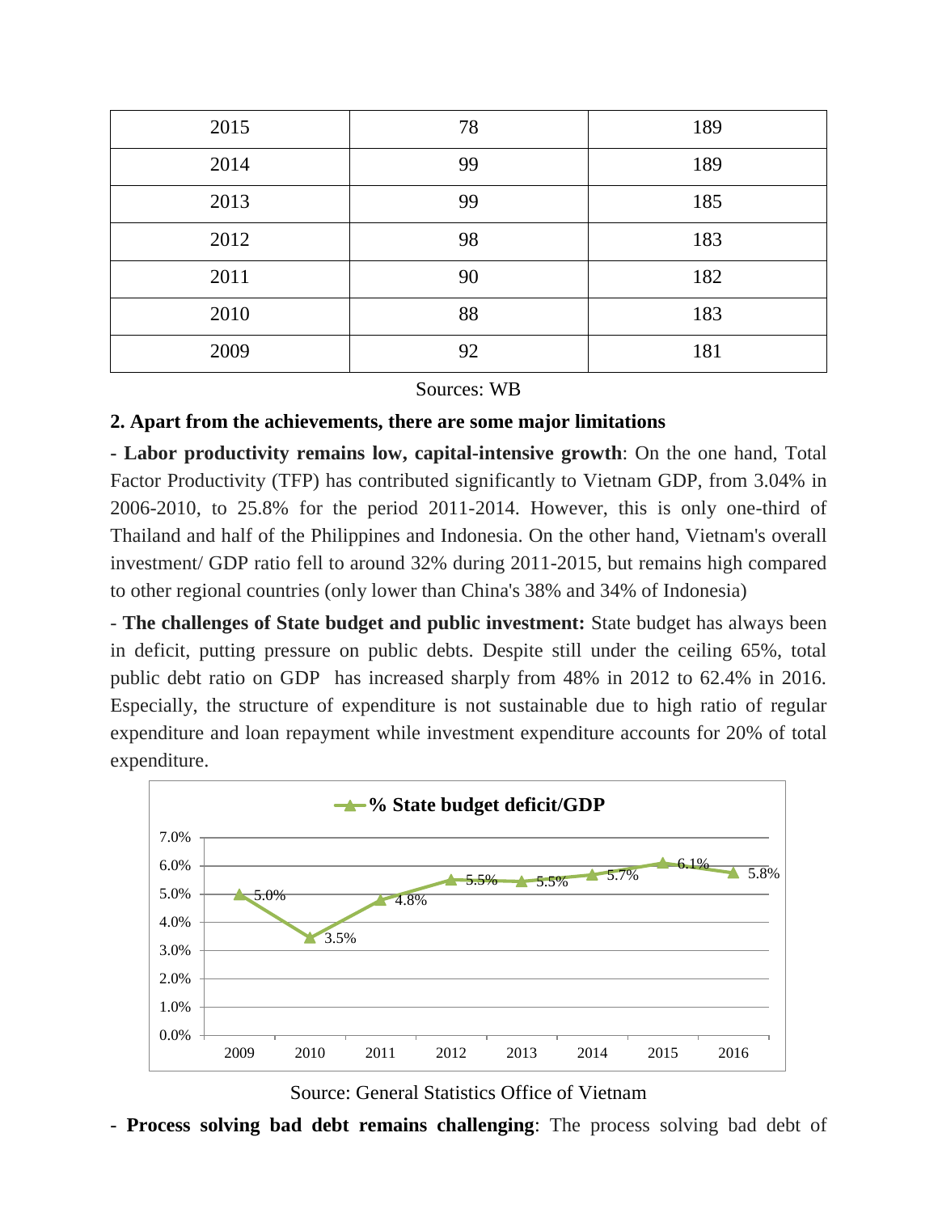| 2015 | 78 | 189 |
|---|---|---|
| 2014 | 99 | 189 |
| 2013 | 99 | 185 |
| 2012 | 98 | 183 |
| 2011 | 90 | 182 |
| 2010 | 88 | 183 |
| 2009 | 92 | 181 |

Sources: WB

**2. Apart from the achievements, there are some major limitations**

- **Labor productivity remains low, capital-intensive growth**: On the one hand, Total Factor Productivity (TFP) has contributed significantly to Vietnam GDP, from 3.04% in 2006-2010, to 25.8% for the period 2011-2014. However, this is only one-third of Thailand and half of the Philippines and Indonesia. On the other hand, Vietnam's overall investment/ GDP ratio fell to around 32% during 2011-2015, but remains high compared to other regional countries (only lower than China's 38% and 34% of Indonesia)

- **The challenges of State budget and public investment:** State budget has always been in deficit, putting pressure on public debts. Despite still under the ceiling 65%, total public debt ratio on GDP has increased sharply from 48% in 2012 to 62.4% in 2016. Especially, the structure of expenditure is not sustainable due to high ratio of regular expenditure and loan repayment while investment expenditure accounts for 20% of total expenditure.

**% State budget deficit/GDP**

| Year | 2009 | 2010 | 2011 | 2012 | 2013 | 2014 | 2015 | 2016 |
|---|---|---|---|---|---|---|---|---|
| % State budget deficit/GDP | 5.0% | 3.5% | 4.8% | 5.5% | 5.5% | 5.7% | 6.1% | 5.8% |

Source: General Statistics Office of Vietnam

- **Process solving bad debt remains challenging**: The process solving bad debt of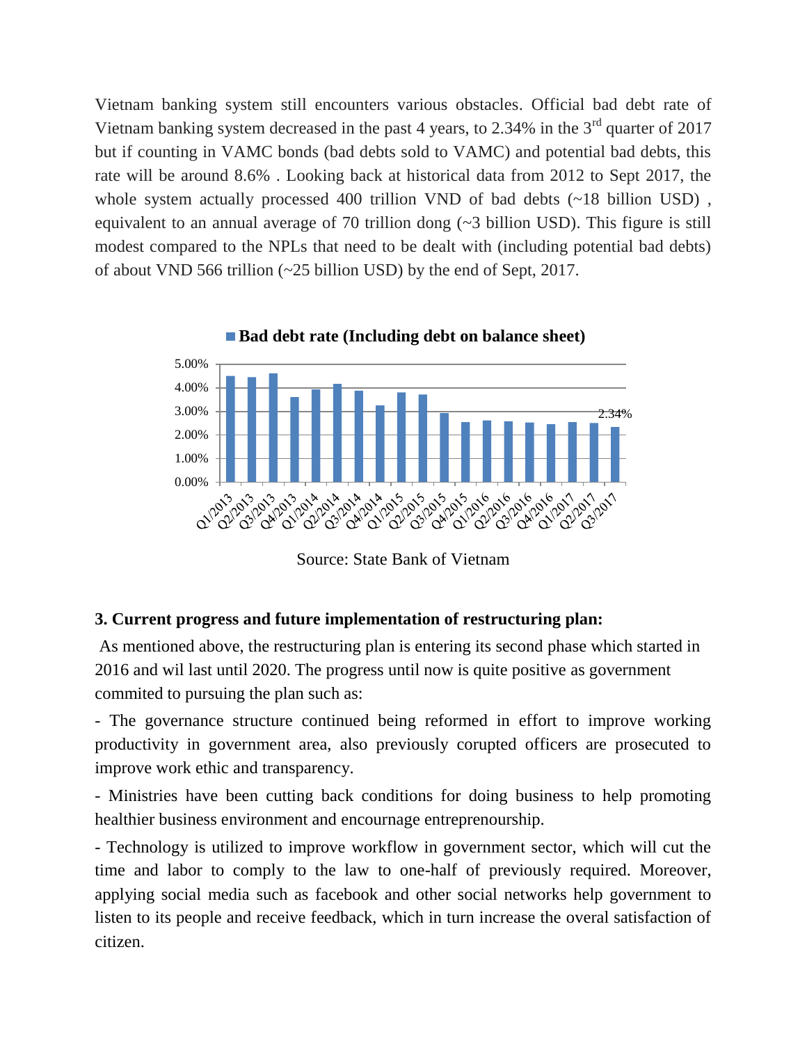Vietnam banking system still encounters various obstacles. Official bad debt rate of Vietnam banking system decreased in the past 4 years, to 2.34% in the 3rd quarter of 2017 but if counting in VAMC bonds (bad debts sold to VAMC) and potential bad debts, this rate will be around 8.6% . Looking back at historical data from 2012 to Sept 2017, the whole system actually processed 400 trillion VND of bad debts (~18 billion USD) , equivalent to an annual average of 70 trillion dong (~3 billion USD). This figure is still modest compared to the NPLs that need to be dealt with (including potential bad debts) of about VND 566 trillion (~25 billion USD) by the end of Sept, 2017.

**Bad debt rate (Including debt on balance sheet)**

Source: State Bank of Vietnam

### 3. Current progress and future implementation of restructuring plan:

As mentioned above, the restructuring plan is entering its second phase which started in 2016 and wil last until 2020. The progress until now is quite positive as government commited to pursuing the plan such as:

- The governance structure continued being reformed in effort to improve working productivity in government area, also previously corupted officers are prosecuted to improve work ethic and transparency.
- Ministries have been cutting back conditions for doing business to help promoting healthier business environment and encournage entreprenourship.
- Technology is utilized to improve workflow in government sector, which will cut the time and labor to comply to the law to one-half of previously required. Moreover, applying social media such as facebook and other social networks help government to listen to its people and receive feedback, which in turn increase the overal satisfaction of citizen.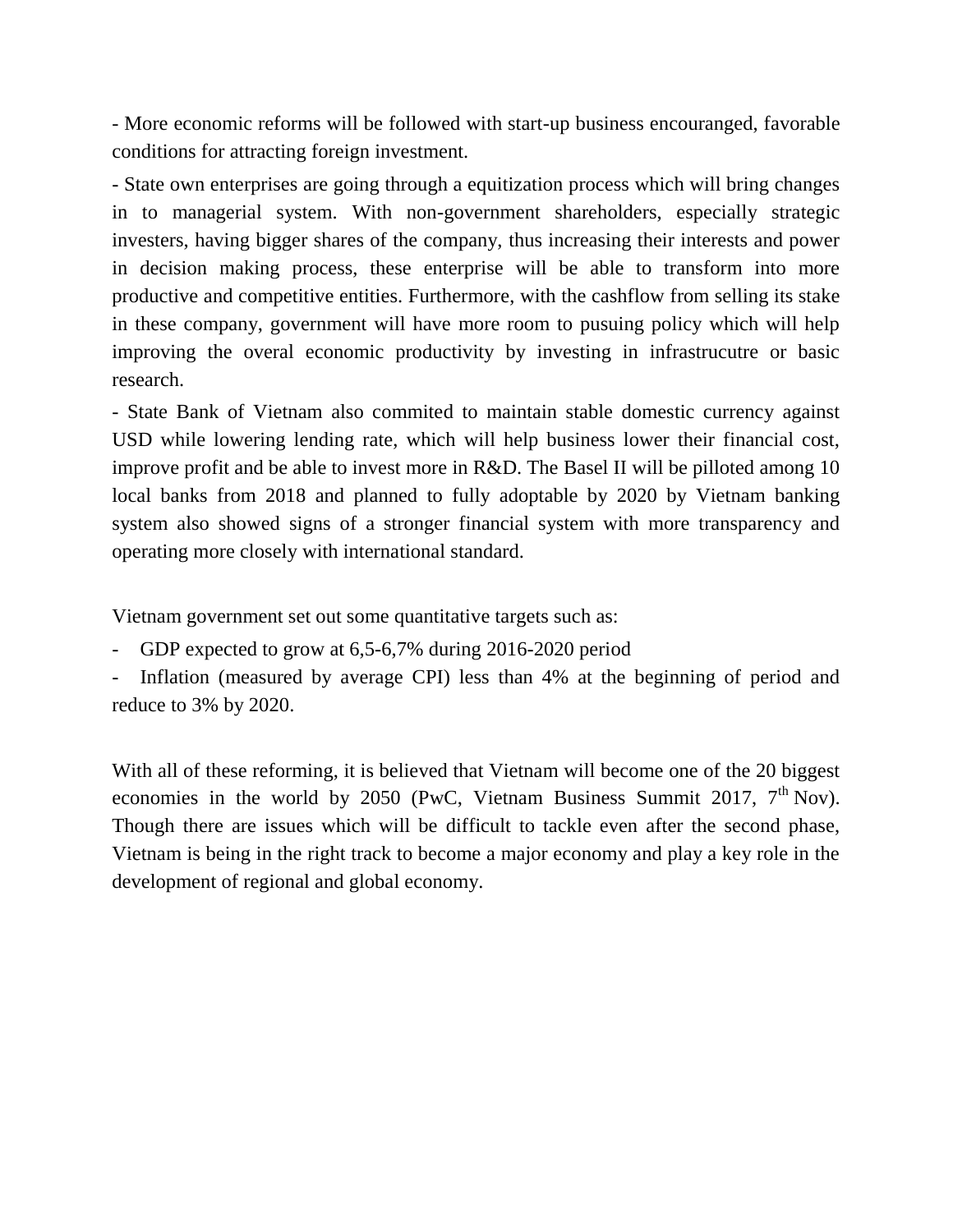- More economic reforms will be followed with start-up business encouranged, favorable conditions for attracting foreign investment.

- State own enterprises are going through a equitization process which will bring changes in to managerial system. With non-government shareholders, especially strategic investers, having bigger shares of the company, thus increasing their interests and power in decision making process, these enterprise will be able to transform into more productive and competitive entities. Furthermore, with the cashflow from selling its stake in these company, government will have more room to pusuing policy which will help improving the overal economic productivity by investing in infrastrucutre or basic research.

- State Bank of Vietnam also commited to maintain stable domestic currency against USD while lowering lending rate, which will help business lower their financial cost, improve profit and be able to invest more in R&D. The Basel II will be pilloted among 10 local banks from 2018 and planned to fully adoptable by 2020 by Vietnam banking system also showed signs of a stronger financial system with more transparency and operating more closely with international standard.

Vietnam government set out some quantitative targets such as:

- GDP expected to grow at 6,5-6,7% during 2016-2020 period
- Inflation (measured by average CPI) less than 4% at the beginning of period and reduce to 3% by 2020.

With all of these reforming, it is believed that Vietnam will become one of the 20 biggest economies in the world by 2050 (PwC, Vietnam Business Summit 2017, 7th Nov). Though there are issues which will be difficult to tackle even after the second phase, Vietnam is being in the right track to become a major economy and play a key role in the development of regional and global economy.